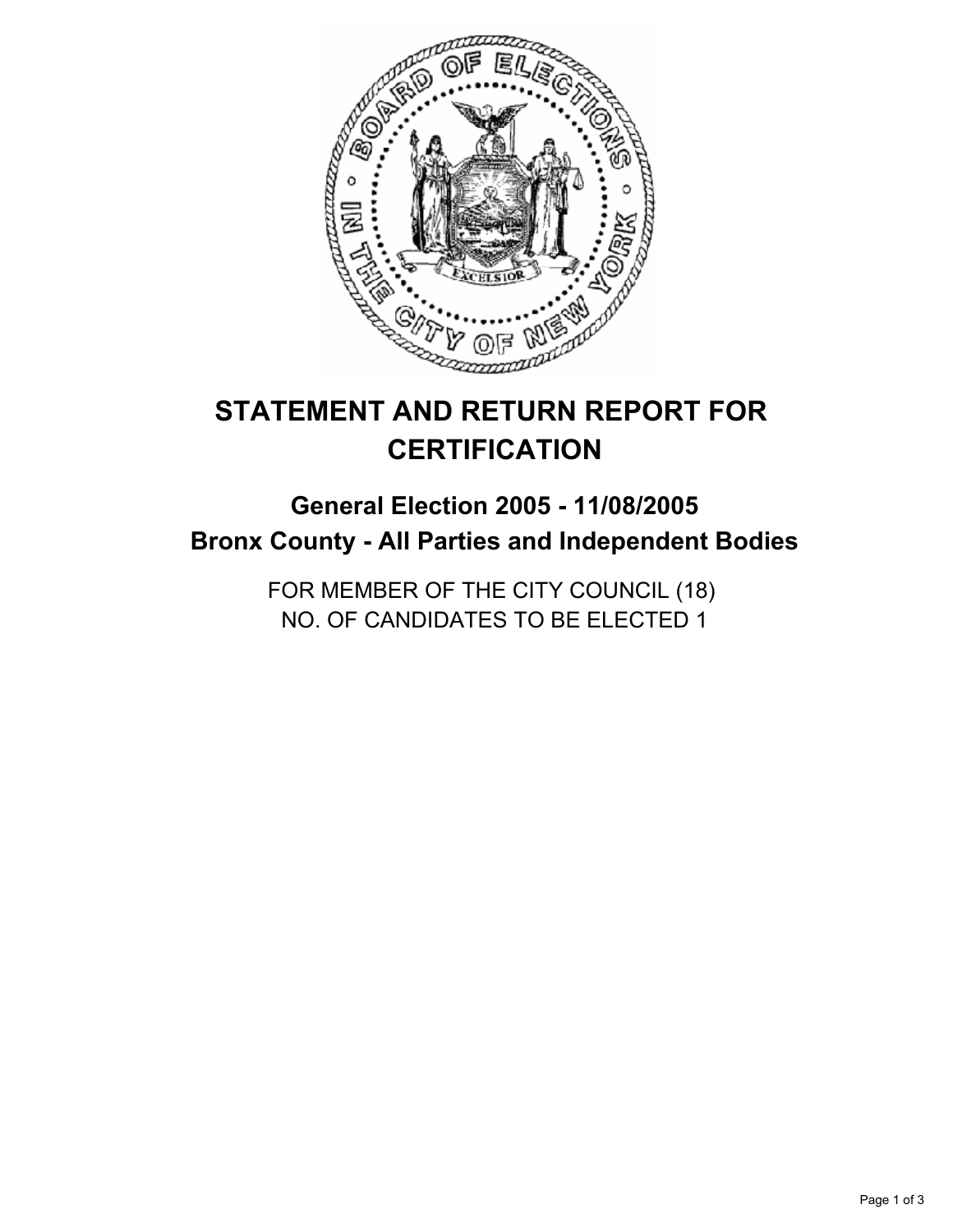# STATEMENT AND RETURN REPORT FOR CERTIFICATION

## General Election 2005 - 11/08/2005
## Bronx County - All Parties and Independent Bodies

FOR MEMBER OF THE CITY COUNCIL (18)
NO. OF CANDIDATES TO BE ELECTED 1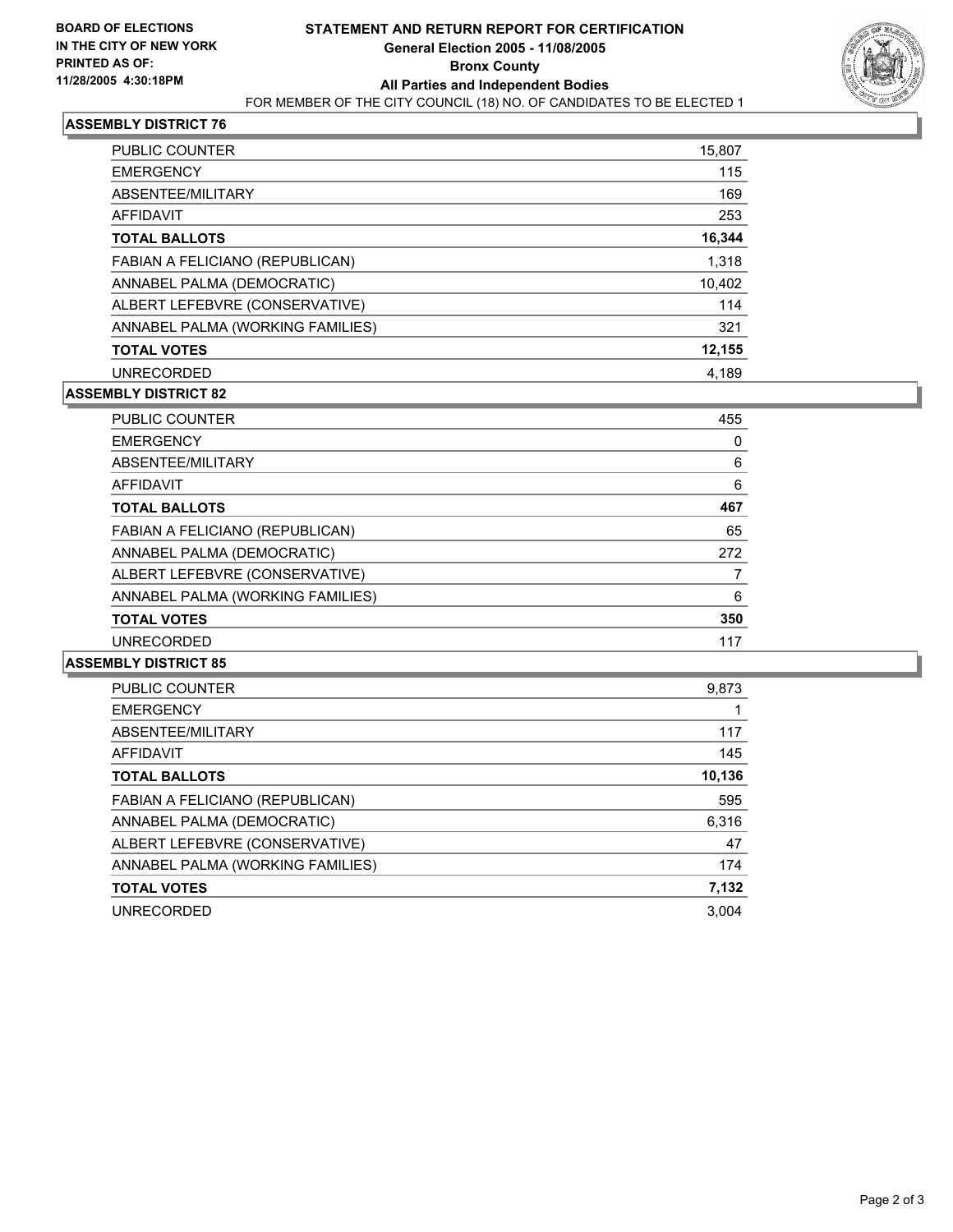**BOARD OF ELECTIONS**
**IN THE CITY OF NEW YORK**
**PRINTED AS OF:**
**11/28/2005 4:30:18PM**

# STATEMENT AND RETURN REPORT FOR CERTIFICATION

**General Election 2005 - 11/08/2005**
**Bronx County**
**All Parties and Independent Bodies**
FOR MEMBER OF THE CITY COUNCIL (18) NO. OF CANDIDATES TO BE ELECTED 1

## ASSEMBLY DISTRICT 76

| | |
|---|---|
| PUBLIC COUNTER | 15,807 |
| EMERGENCY | 115 |
| ABSENTEE/MILITARY | 169 |
| AFFIDAVIT | 253 |
| **TOTAL BALLOTS** | **16,344** |
| FABIAN A FELICIANO (REPUBLICAN) | 1,318 |
| ANNABEL PALMA (DEMOCRATIC) | 10,402 |
| ALBERT LEFEBVRE (CONSERVATIVE) | 114 |
| ANNABEL PALMA (WORKING FAMILIES) | 321 |
| **TOTAL VOTES** | **12,155** |
| UNRECORDED | 4,189 |

## ASSEMBLY DISTRICT 82

| | |
|---|---|
| PUBLIC COUNTER | 455 |
| EMERGENCY | 0 |
| ABSENTEE/MILITARY | 6 |
| AFFIDAVIT | 6 |
| **TOTAL BALLOTS** | **467** |
| FABIAN A FELICIANO (REPUBLICAN) | 65 |
| ANNABEL PALMA (DEMOCRATIC) | 272 |
| ALBERT LEFEBVRE (CONSERVATIVE) | 7 |
| ANNABEL PALMA (WORKING FAMILIES) | 6 |
| **TOTAL VOTES** | **350** |
| UNRECORDED | 117 |

## ASSEMBLY DISTRICT 85

| | |
|---|---|
| PUBLIC COUNTER | 9,873 |
| EMERGENCY | 1 |
| ABSENTEE/MILITARY | 117 |
| AFFIDAVIT | 145 |
| **TOTAL BALLOTS** | **10,136** |
| FABIAN A FELICIANO (REPUBLICAN) | 595 |
| ANNABEL PALMA (DEMOCRATIC) | 6,316 |
| ALBERT LEFEBVRE (CONSERVATIVE) | 47 |
| ANNABEL PALMA (WORKING FAMILIES) | 174 |
| **TOTAL VOTES** | **7,132** |
| UNRECORDED | 3,004 |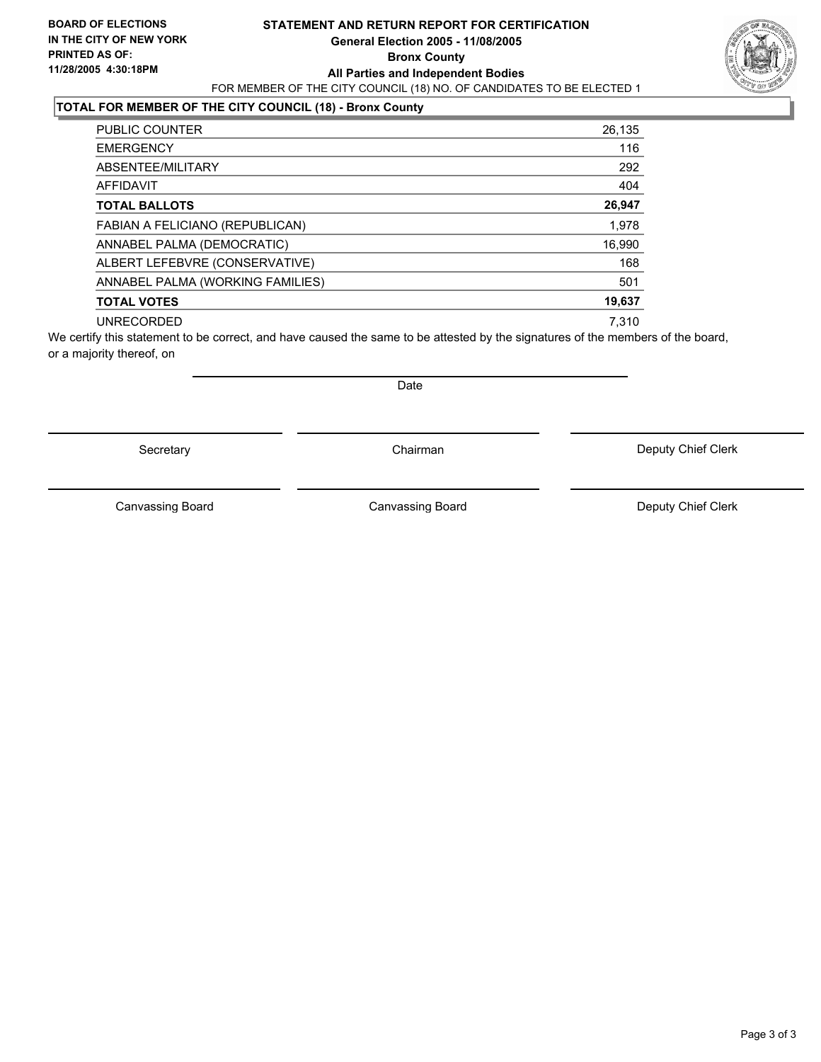**BOARD OF ELECTIONS IN THE CITY OF NEW YORK PRINTED AS OF: 11/28/2005 4:30:18PM**

# STATEMENT AND RETURN REPORT FOR CERTIFICATION

**General Election 2005 - 11/08/2005**
**Bronx County**
**All Parties and Independent Bodies**

FOR MEMBER OF THE CITY COUNCIL (18) NO. OF CANDIDATES TO BE ELECTED 1

## TOTAL FOR MEMBER OF THE CITY COUNCIL (18) - Bronx County

| | |
|---|---|
| PUBLIC COUNTER | 26,135 |
| EMERGENCY | 116 |
| ABSENTEE/MILITARY | 292 |
| AFFIDAVIT | 404 |
| **TOTAL BALLOTS** | **26,947** |
| FABIAN A FELICIANO (REPUBLICAN) | 1,978 |
| ANNABEL PALMA (DEMOCRATIC) | 16,990 |
| ALBERT LEFEBVRE (CONSERVATIVE) | 168 |
| ANNABEL PALMA (WORKING FAMILIES) | 501 |
| **TOTAL VOTES** | **19,637** |
| UNRECORDED | 7,310 |

We certify this statement to be correct, and have caused the same to be attested by the signatures of the members of the board, or a majority thereof, on

Date

Secretary | Chairman | Deputy Chief Clerk

Canvassing Board | Canvassing Board | Deputy Chief Clerk